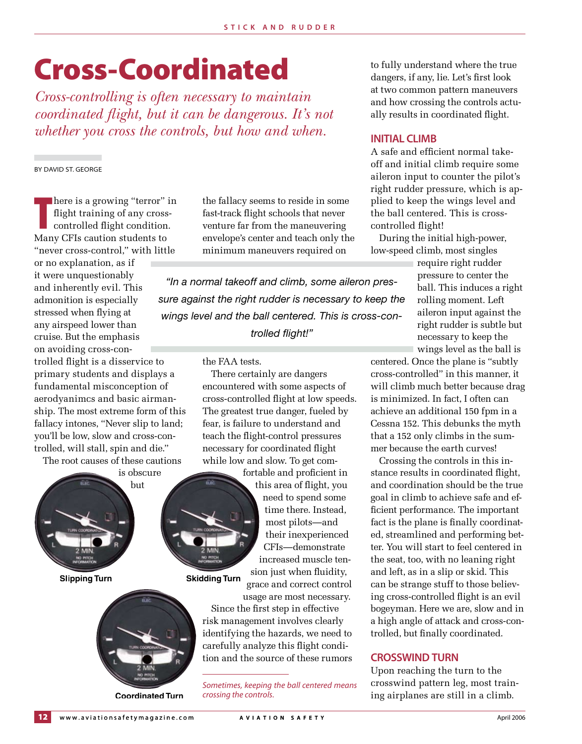# Cross-Coordinated

*Cross-controlling is often necessary to maintain coordinated flight, but it can be dangerous. It's not whether you cross the controls, but how and when.*

BY DAVID ST. GEORGE

There is a growing "terror" in flight training of any cross-controlled flight condition. Many CFIs caution students to "never cross-control," with little or no explanation, as if it were unquestionably and inherently evil. This admonition is especially stressed when flying at any airspeed lower than cruise. But the emphasis on avoiding cross-controlled flight is a disservice to primary students and displays a fundamental misconception of aerodyanimcs and basic airmanship. The most extreme form of this fallacy intones, "Never slip to land; you'll be low, slow and cross-controlled, will stall, spin and die."

The root causes of these cautions is obscure but the fallacy seems to reside in some fast-track flight schools that never venture far from the maneuvering envelope's center and teach only the minimum maneuvers required on the FAA tests.

> "In a normal takeoff and climb, some aileron pressure against the right rudder is necessary to keep the wings level and the ball centered. This is cross-controlled flight!"

There certainly are dangers encountered with some aspects of cross-controlled flight at low speeds. The greatest true danger, fueled by fear, is failure to understand and teach the flight-control pressures necessary for coordinated flight while low and slow. To get comfortable and proficient in this area of flight, you need to spend some time there. Instead, most pilots—and their inexperienced CFIs—demonstrate increased muscle tension just when fluidity, grace and correct control usage are most necessary.

Since the first step in effective risk management involves clearly identifying the hazards, we need to carefully analyze this flight condition and the source of these rumors to fully understand where the true dangers, if any, lie. Let's first look at two common pattern maneuvers and how crossing the controls actually results in coordinated flight.

Slipping Turn

Skidding Turn

Coordinated Turn

*Sometimes, keeping the ball centered means crossing the controls.*

## INITIAL CLIMB

A safe and efficient normal takeoff and initial climb require some aileron input to counter the pilot's right rudder pressure, which is applied to keep the wings level and the ball centered. This is cross-controlled flight!

During the initial high-power, low-speed climb, most singles require right rudder pressure to center the ball. This induces a right rolling moment. Left aileron input against the right rudder is subtle but necessary to keep the wings level as the ball is centered. Once the plane is "subtly cross-controlled" in this manner, it will climb much better because drag is minimized. In fact, I often can achieve an additional 150 fpm in a Cessna 152. This debunks the myth that a 152 only climbs in the summer because the earth curves!

Crossing the controls in this instance results in coordinated flight, and coordination should be the true goal in climb to achieve safe and efficient performance. The important fact is the plane is finally coordinated, streamlined and performing better. You will start to feel centered in the seat, too, with no leaning right and left, as in a slip or skid. This can be strange stuff to those believing cross-controlled flight is an evil bogeyman. Here we are, slow and in a high angle of attack and cross-controlled, but finally coordinated.

## CROSSWIND TURN

Upon reaching the turn to the crosswind pattern leg, most training airplanes are still in a climb.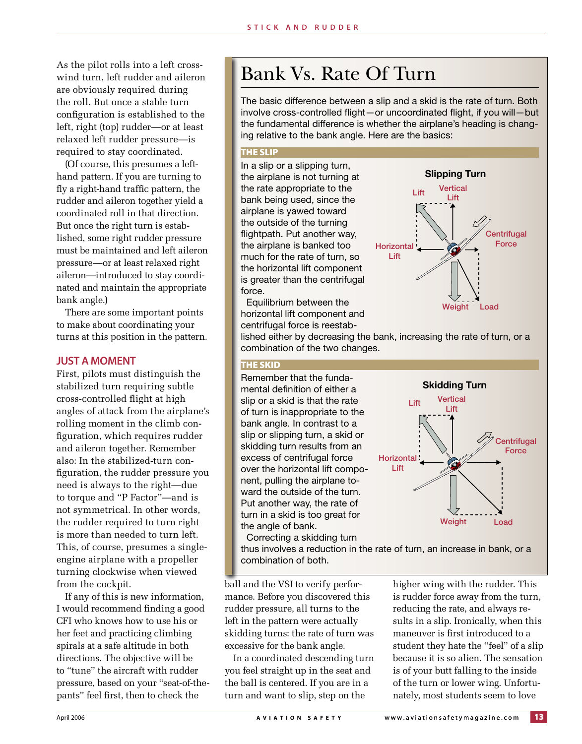As the pilot rolls into a left crosswind turn, left rudder and aileron are obviously required during the roll. But once a stable turn configuration is established to the left, right (top) rudder—or at least relaxed left rudder pressure—is required to stay coordinated.

(Of course, this presumes a left-hand pattern. If you are turning to fly a right-hand traffic pattern, the rudder and aileron together yield a coordinated roll in that direction. But once the right turn is established, some right rudder pressure must be maintained and left aileron pressure—or at least relaxed right aileron—introduced to stay coordinated and maintain the appropriate bank angle.)

There are some important points to make about coordinating your turns at this position in the pattern.

### JUST A MOMENT

First, pilots must distinguish the stabilized turn requiring subtle cross-controlled flight at high angles of attack from the airplane's rolling moment in the climb configuration, which requires rudder and aileron together. Remember also: In the stabilized-turn configuration, the rudder pressure you need is always to the right—due to torque and "P Factor"—and is not symmetrical. In other words, the rudder required to turn right is more than needed to turn left. This, of course, presumes a single-engine airplane with a propeller turning clockwise when viewed from the cockpit.

If any of this is new information, I would recommend finding a good CFI who knows how to use his or her feet and practicing climbing spirals at a safe altitude in both directions. The objective will be to "tune" the aircraft with rudder pressure, based on your "seat-of-the-pants" feel first, then to check the ball and the VSI to verify performance. Before you discovered this rudder pressure, all turns to the left in the pattern were actually skidding turns: the rate of turn was excessive for the bank angle.

In a coordinated descending turn you feel straight up in the seat and the ball is centered. If you are in a turn and want to slip, step on the higher wing with the rudder. This is rudder force away from the turn, reducing the rate, and always results in a slip. Ironically, when this maneuver is first introduced to a student they hate the "feel" of a slip because it is so alien. The sensation is of your butt falling to the inside of the turn or lower wing. Unfortunately, most students seem to love

---

## Bank Vs. Rate Of Turn

The basic difference between a slip and a skid is the rate of turn. Both involve cross-controlled flight—or uncoordinated flight, if you will—but the fundamental difference is whether the airplane's heading is changing relative to the bank angle. Here are the basics:

### THE SLIP

In a slip or a slipping turn, the airplane is not turning at the rate appropriate to the bank being used, since the airplane is yawed toward the outside of the turning flightpath. Put another way, the airplane is banked too much for the rate of turn, so the horizontal lift component is greater than the centrifugal force.

**Slipping Turn**

Lift · Vertical Lift · Horizontal Lift · Centrifugal Force · Weight · Load

Equilibrium between the horizontal lift component and centrifugal force is reestablished either by decreasing the bank, increasing the rate of turn, or a combination of the two changes.

### THE SKID

Remember that the fundamental definition of either a slip or a skid is that the rate of turn is inappropriate to the bank angle. In contrast to a slip or slipping turn, a skid or skidding turn results from an excess of centrifugal force over the horizontal lift component, pulling the airplane toward the outside of the turn. Put another way, the rate of turn in a skid is too great for the angle of bank.

**Skidding Turn**

Lift · Vertical Lift · Horizontal Lift · Centrifugal Force · Weight · Load

Correcting a skidding turn thus involves a reduction in the rate of turn, an increase in bank, or a combination of both.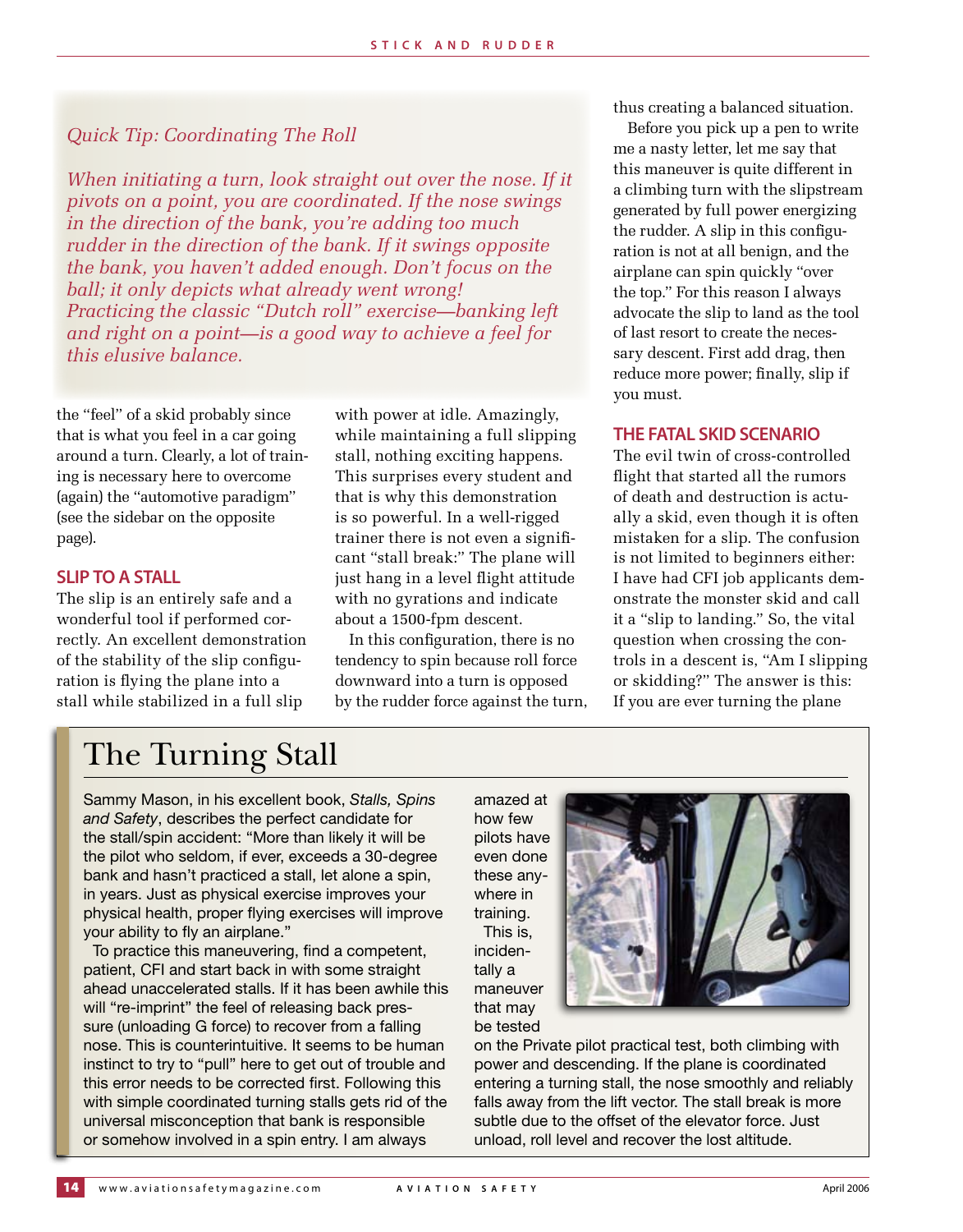*Quick Tip: Coordinating The Roll*

*When initiating a turn, look straight out over the nose. If it pivots on a point, you are coordinated. If the nose swings in the direction of the bank, you're adding too much rudder in the direction of the bank. If it swings opposite the bank, you haven't added enough. Don't focus on the ball; it only depicts what already went wrong! Practicing the classic "Dutch roll" exercise—banking left and right on a point—is a good way to achieve a feel for this elusive balance.*

the "feel" of a skid probably since that is what you feel in a car going around a turn. Clearly, a lot of training is necessary here to overcome (again) the "automotive paradigm" (see the sidebar on the opposite page).

## SLIP TO A STALL

The slip is an entirely safe and a wonderful tool if performed correctly. An excellent demonstration of the stability of the slip configuration is flying the plane into a stall while stabilized in a full slip with power at idle. Amazingly, while maintaining a full slipping stall, nothing exciting happens. This surprises every student and that is why this demonstration is so powerful. In a well-rigged trainer there is not even a significant "stall break:" The plane will just hang in a level flight attitude with no gyrations and indicate about a 1500-fpm descent.

In this configuration, there is no tendency to spin because roll force downward into a turn is opposed by the rudder force against the turn, thus creating a balanced situation.

Before you pick up a pen to write me a nasty letter, let me say that this maneuver is quite different in a climbing turn with the slipstream generated by full power energizing the rudder. A slip in this configuration is not at all benign, and the airplane can spin quickly "over the top." For this reason I always advocate the slip to land as the tool of last resort to create the necessary descent. First add drag, then reduce more power; finally, slip if you must.

## THE FATAL SKID SCENARIO

The evil twin of cross-controlled flight that started all the rumors of death and destruction is actually a skid, even though it is often mistaken for a slip. The confusion is not limited to beginners either: I have had CFI job applicants demonstrate the monster skid and call it a "slip to landing." So, the vital question when crossing the controls in a descent is, "Am I slipping or skidding?" The answer is this: If you are ever turning the plane

## The Turning Stall

Sammy Mason, in his excellent book, *Stalls, Spins and Safety*, describes the perfect candidate for the stall/spin accident: "More than likely it will be the pilot who seldom, if ever, exceeds a 30-degree bank and hasn't practiced a stall, let alone a spin, in years. Just as physical exercise improves your physical health, proper flying exercises will improve your ability to fly an airplane."

To practice this maneuvering, find a competent, patient, CFI and start back in with some straight ahead unaccelerated stalls. If it has been awhile this will "re-imprint" the feel of releasing back pressure (unloading G force) to recover from a falling nose. This is counterintuitive. It seems to be human instinct to try to "pull" here to get out of trouble and this error needs to be corrected first. Following this with simple coordinated turning stalls gets rid of the universal misconception that bank is responsible or somehow involved in a spin entry. I am always amazed at how few pilots have even done these anywhere in training.

This is, incidentally a maneuver that may be tested on the Private pilot practical test, both climbing with power and descending. If the plane is coordinated entering a turning stall, the nose smoothly and reliably falls away from the lift vector. The stall break is more subtle due to the offset of the elevator force. Just unload, roll level and recover the lost altitude.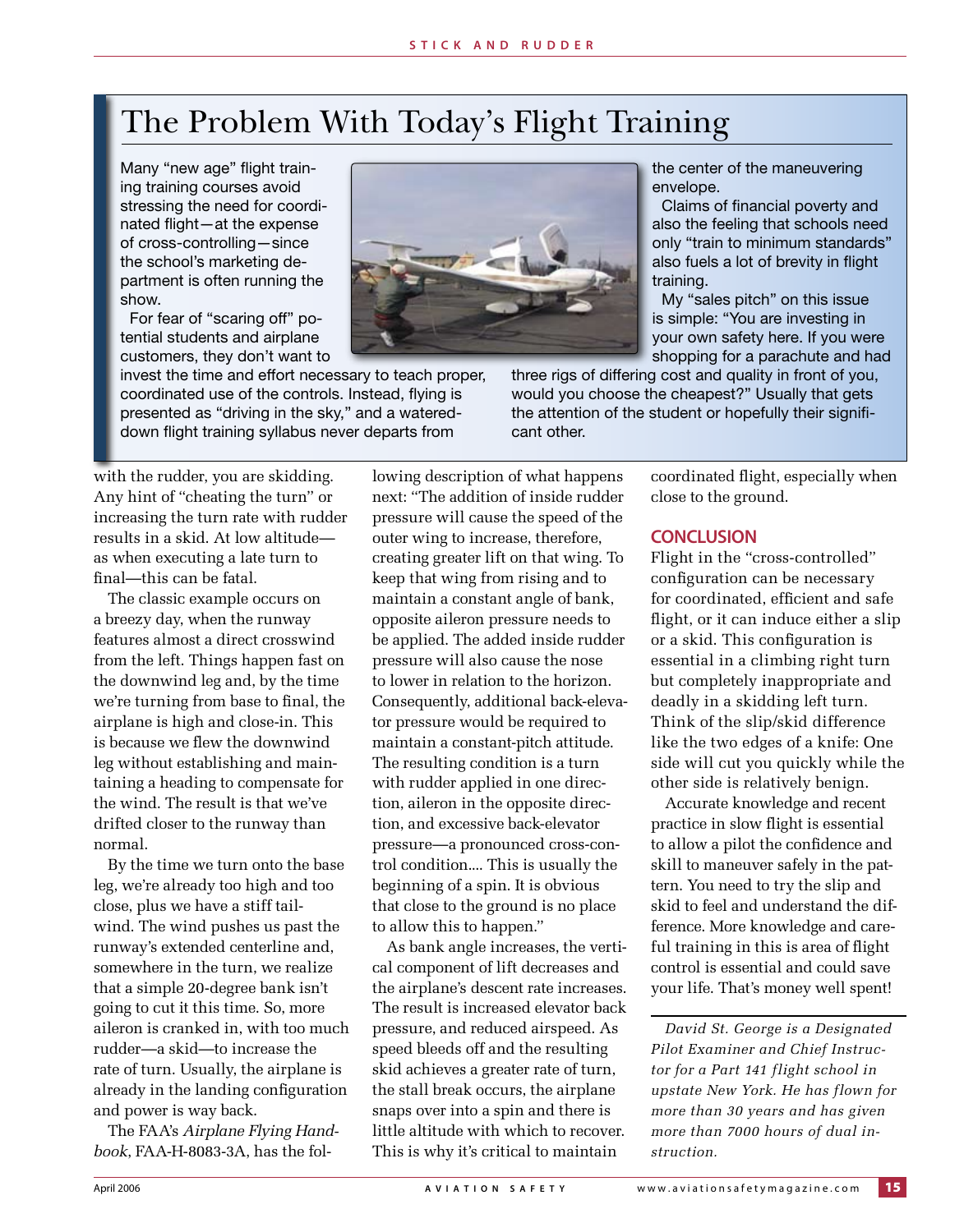## The Problem With Today's Flight Training

Many "new age" flight training training courses avoid stressing the need for coordinated flight—at the expense of cross-controlling—since the school's marketing department is often running the show.

For fear of "scaring off" potential students and airplane customers, they don't want to invest the time and effort necessary to teach proper, coordinated use of the controls. Instead, flying is presented as "driving in the sky," and a watered-down flight training syllabus never departs from the center of the maneuvering envelope.

Claims of financial poverty and also the feeling that schools need only "train to minimum standards" also fuels a lot of brevity in flight training.

My "sales pitch" on this issue is simple: "You are investing in your own safety here. If you were shopping for a parachute and had three rigs of differing cost and quality in front of you, would you choose the cheapest?" Usually that gets the attention of the student or hopefully their significant other.

with the rudder, you are skidding. Any hint of "cheating the turn" or increasing the turn rate with rudder results in a skid. At low altitude—as when executing a late turn to final—this can be fatal.

The classic example occurs on a breezy day, when the runway features almost a direct crosswind from the left. Things happen fast on the downwind leg and, by the time we're turning from base to final, the airplane is high and close-in. This is because we flew the downwind leg without establishing and maintaining a heading to compensate for the wind. The result is that we've drifted closer to the runway than normal.

By the time we turn onto the base leg, we're already too high and too close, plus we have a stiff tailwind. The wind pushes us past the runway's extended centerline and, somewhere in the turn, we realize that a simple 20-degree bank isn't going to cut it this time. So, more aileron is cranked in, with too much rudder—a skid—to increase the rate of turn. Usually, the airplane is already in the landing configuration and power is way back.

The FAA's *Airplane Flying Handbook*, FAA-H-8083-3A, has the following description of what happens next: "The addition of inside rudder pressure will cause the speed of the outer wing to increase, therefore, creating greater lift on that wing. To keep that wing from rising and to maintain a constant angle of bank, opposite aileron pressure needs to be applied. The added inside rudder pressure will also cause the nose to lower in relation to the horizon. Consequently, additional back-elevator pressure would be required to maintain a constant-pitch attitude. The resulting condition is a turn with rudder applied in one direction, aileron in the opposite direction, and excessive back-elevator pressure—a pronounced cross-control condition.... This is usually the beginning of a spin. It is obvious that close to the ground is no place to allow this to happen."

As bank angle increases, the vertical component of lift decreases and the airplane's descent rate increases. The result is increased elevator back pressure, and reduced airspeed. As speed bleeds off and the resulting skid achieves a greater rate of turn, the stall break occurs, the airplane snaps over into a spin and there is little altitude with which to recover. This is why it's critical to maintain coordinated flight, especially when close to the ground.

### CONCLUSION

Flight in the "cross-controlled" configuration can be necessary for coordinated, efficient and safe flight, or it can induce either a slip or a skid. This configuration is essential in a climbing right turn but completely inappropriate and deadly in a skidding left turn. Think of the slip/skid difference like the two edges of a knife: One side will cut you quickly while the other side is relatively benign.

Accurate knowledge and recent practice in slow flight is essential to allow a pilot the confidence and skill to maneuver safely in the pattern. You need to try the slip and skid to feel and understand the difference. More knowledge and careful training in this is area of flight control is essential and could save your life. That's money well spent!

*David St. George is a Designated Pilot Examiner and Chief Instructor for a Part 141 flight school in upstate New York. He has flown for more than 30 years and has given more than 7000 hours of dual instruction.*